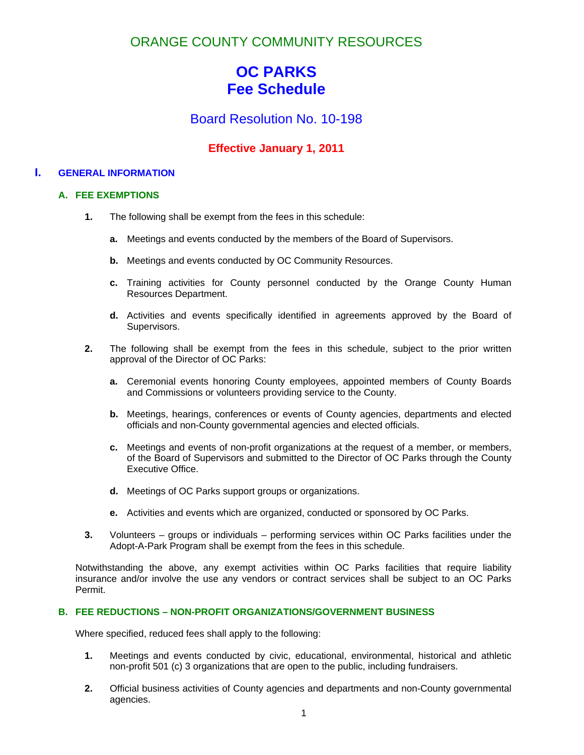ORANGE COUNTY COMMUNITY RESOURCES

# OC PARKS
# Fee Schedule

## Board Resolution No. 10-198

**Effective January 1, 2011**

## I. GENERAL INFORMATION

### A. FEE EXEMPTIONS

**1.** The following shall be exempt from the fees in this schedule:

**a.** Meetings and events conducted by the members of the Board of Supervisors.

**b.** Meetings and events conducted by OC Community Resources.

**c.** Training activities for County personnel conducted by the Orange County Human Resources Department.

**d.** Activities and events specifically identified in agreements approved by the Board of Supervisors.

**2.** The following shall be exempt from the fees in this schedule, subject to the prior written approval of the Director of OC Parks:

**a.** Ceremonial events honoring County employees, appointed members of County Boards and Commissions or volunteers providing service to the County.

**b.** Meetings, hearings, conferences or events of County agencies, departments and elected officials and non-County governmental agencies and elected officials.

**c.** Meetings and events of non-profit organizations at the request of a member, or members, of the Board of Supervisors and submitted to the Director of OC Parks through the County Executive Office.

**d.** Meetings of OC Parks support groups or organizations.

**e.** Activities and events which are organized, conducted or sponsored by OC Parks.

**3.** Volunteers – groups or individuals – performing services within OC Parks facilities under the Adopt-A-Park Program shall be exempt from the fees in this schedule.

Notwithstanding the above, any exempt activities within OC Parks facilities that require liability insurance and/or involve the use any vendors or contract services shall be subject to an OC Parks Permit.

### B. FEE REDUCTIONS – NON-PROFIT ORGANIZATIONS/GOVERNMENT BUSINESS

Where specified, reduced fees shall apply to the following:

**1.** Meetings and events conducted by civic, educational, environmental, historical and athletic non-profit 501 (c) 3 organizations that are open to the public, including fundraisers.

**2.** Official business activities of County agencies and departments and non-County governmental agencies.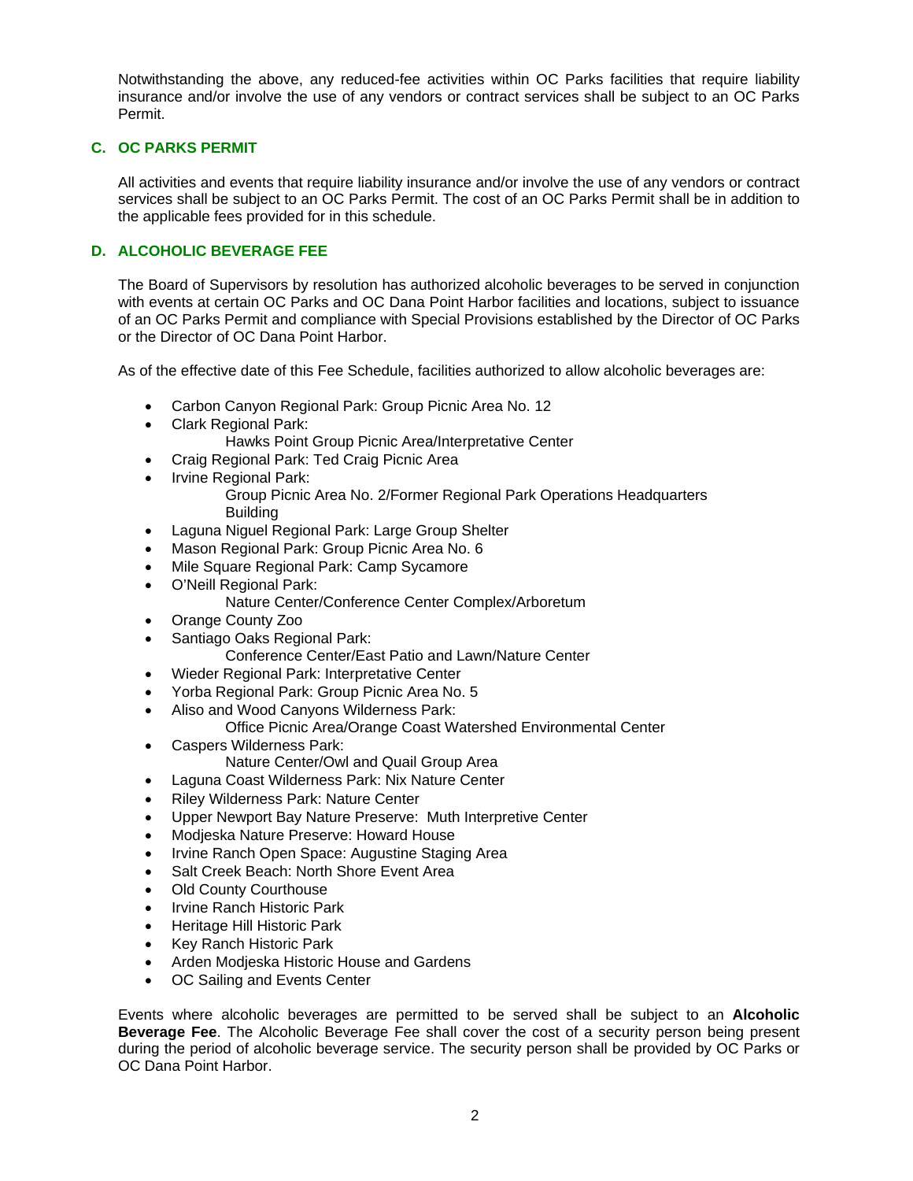Notwithstanding the above, any reduced-fee activities within OC Parks facilities that require liability insurance and/or involve the use of any vendors or contract services shall be subject to an OC Parks Permit.

### C. OC PARKS PERMIT

All activities and events that require liability insurance and/or involve the use of any vendors or contract services shall be subject to an OC Parks Permit. The cost of an OC Parks Permit shall be in addition to the applicable fees provided for in this schedule.

### D. ALCOHOLIC BEVERAGE FEE

The Board of Supervisors by resolution has authorized alcoholic beverages to be served in conjunction with events at certain OC Parks and OC Dana Point Harbor facilities and locations, subject to issuance of an OC Parks Permit and compliance with Special Provisions established by the Director of OC Parks or the Director of OC Dana Point Harbor.

As of the effective date of this Fee Schedule, facilities authorized to allow alcoholic beverages are:

- Carbon Canyon Regional Park: Group Picnic Area No. 12
- Clark Regional Park:
  Hawks Point Group Picnic Area/Interpretative Center
- Craig Regional Park: Ted Craig Picnic Area
- Irvine Regional Park:
  Group Picnic Area No. 2/Former Regional Park Operations Headquarters Building
- Laguna Niguel Regional Park: Large Group Shelter
- Mason Regional Park: Group Picnic Area No. 6
- Mile Square Regional Park: Camp Sycamore
- O'Neill Regional Park:
  Nature Center/Conference Center Complex/Arboretum
- Orange County Zoo
- Santiago Oaks Regional Park:
  Conference Center/East Patio and Lawn/Nature Center
- Wieder Regional Park: Interpretative Center
- Yorba Regional Park: Group Picnic Area No. 5
- Aliso and Wood Canyons Wilderness Park:
  Office Picnic Area/Orange Coast Watershed Environmental Center
- Caspers Wilderness Park:
  Nature Center/Owl and Quail Group Area
- Laguna Coast Wilderness Park: Nix Nature Center
- Riley Wilderness Park: Nature Center
- Upper Newport Bay Nature Preserve: Muth Interpretive Center
- Modjeska Nature Preserve: Howard House
- Irvine Ranch Open Space: Augustine Staging Area
- Salt Creek Beach: North Shore Event Area
- Old County Courthouse
- Irvine Ranch Historic Park
- Heritage Hill Historic Park
- Key Ranch Historic Park
- Arden Modjeska Historic House and Gardens
- OC Sailing and Events Center

Events where alcoholic beverages are permitted to be served shall be subject to an **Alcoholic Beverage Fee**. The Alcoholic Beverage Fee shall cover the cost of a security person being present during the period of alcoholic beverage service. The security person shall be provided by OC Parks or OC Dana Point Harbor.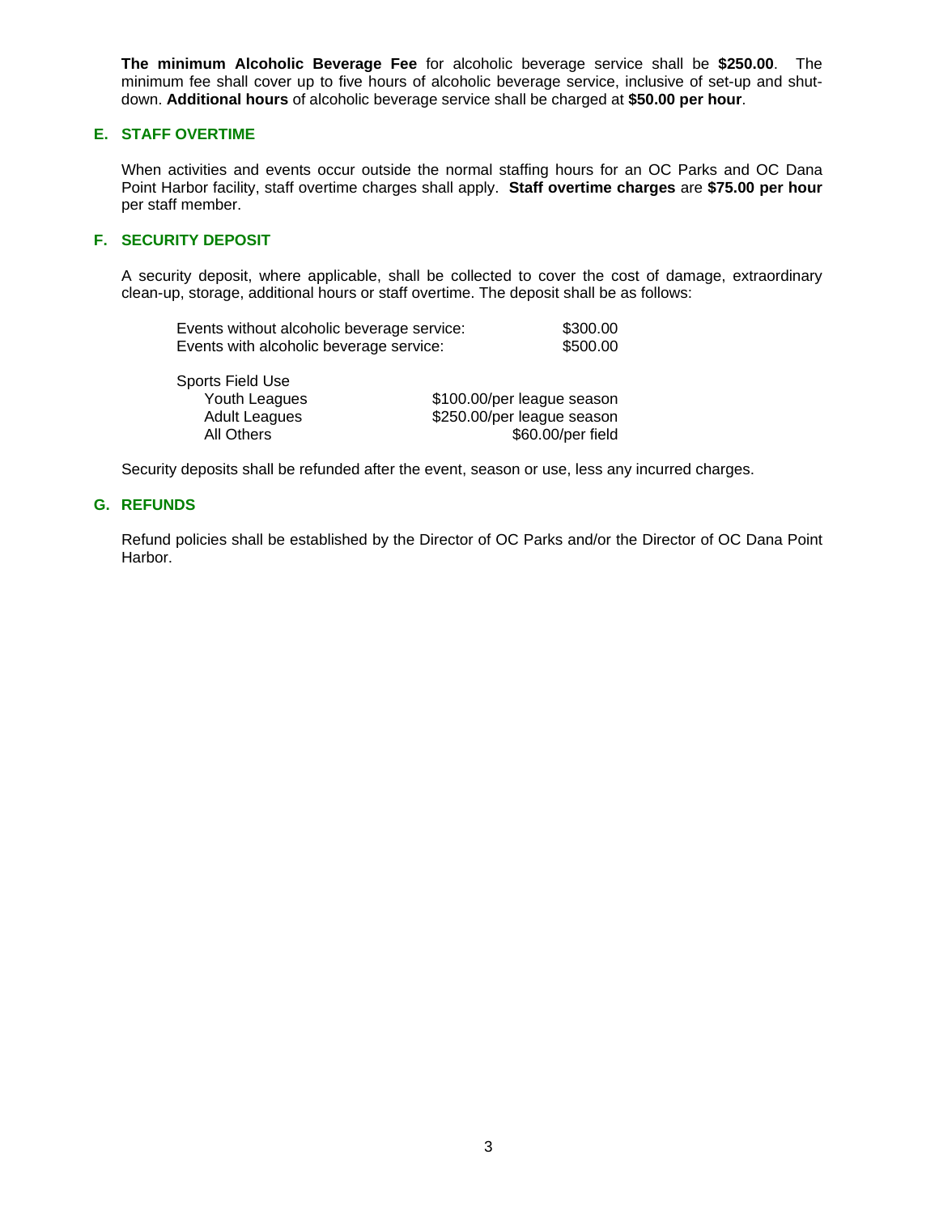**The minimum Alcoholic Beverage Fee** for alcoholic beverage service shall be **$250.00**. The minimum fee shall cover up to five hours of alcoholic beverage service, inclusive of set-up and shut-down. **Additional hours** of alcoholic beverage service shall be charged at **$50.00 per hour**.

### E. STAFF OVERTIME

When activities and events occur outside the normal staffing hours for an OC Parks and OC Dana Point Harbor facility, staff overtime charges shall apply. **Staff overtime charges** are **$75.00 per hour** per staff member.

### F. SECURITY DEPOSIT

A security deposit, where applicable, shall be collected to cover the cost of damage, extraordinary clean-up, storage, additional hours or staff overtime. The deposit shall be as follows:

| | |
|---|---|
| Events without alcoholic beverage service: | $300.00 |
| Events with alcoholic beverage service: | $500.00 |

| | |
|---|---|
| Sports Field Use | |
| Youth Leagues | $100.00/per league season |
| Adult Leagues | $250.00/per league season |
| All Others | $60.00/per field |

Security deposits shall be refunded after the event, season or use, less any incurred charges.

### G. REFUNDS

Refund policies shall be established by the Director of OC Parks and/or the Director of OC Dana Point Harbor.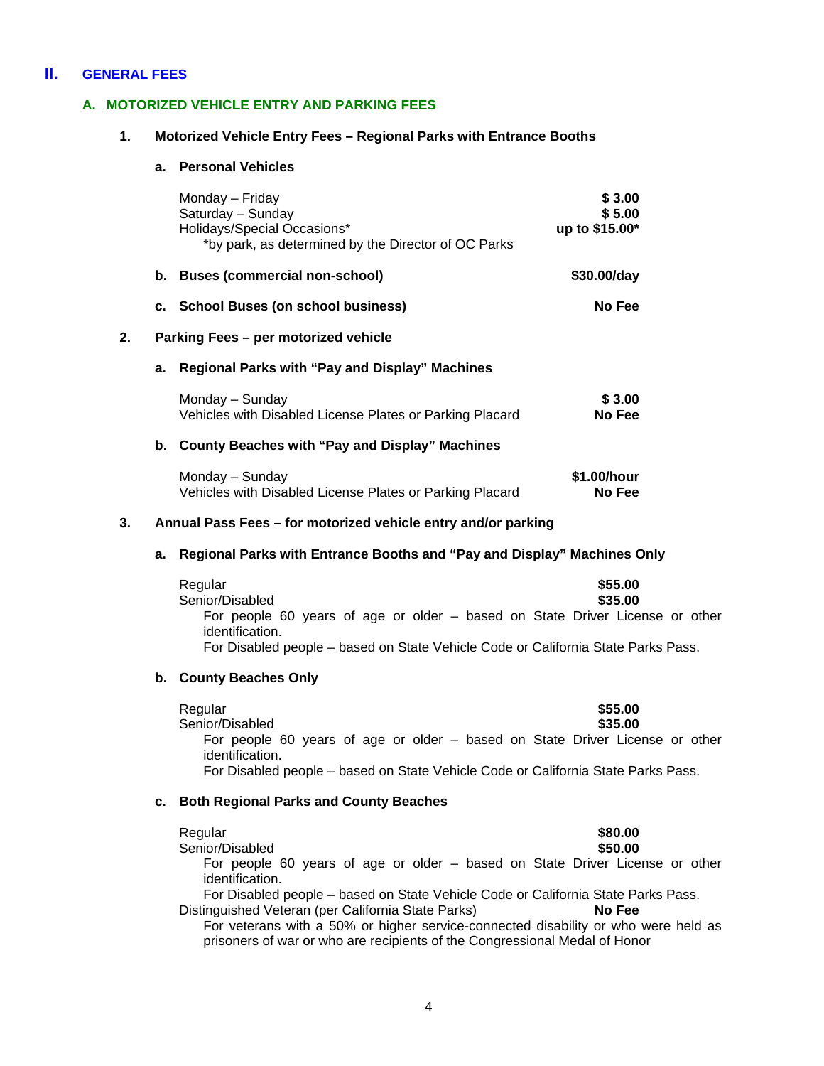## II. GENERAL FEES

### A. MOTORIZED VEHICLE ENTRY AND PARKING FEES

#### 1. Motorized Vehicle Entry Fees – Regional Parks with Entrance Booths

**a. Personal Vehicles**

| | |
|---|---|
| Monday – Friday | **$ 3.00** |
| Saturday – Sunday | **$ 5.00** |
| Holidays/Special Occasions* | **up to $15.00*** |

*by park, as determined by the Director of OC Parks

**b. Buses (commercial non-school)** — **$30.00/day**

**c. School Buses (on school business)** — **No Fee**

#### 2. Parking Fees – per motorized vehicle

**a. Regional Parks with "Pay and Display" Machines**

| | |
|---|---|
| Monday – Sunday | **$ 3.00** |
| Vehicles with Disabled License Plates or Parking Placard | **No Fee** |

**b. County Beaches with "Pay and Display" Machines**

| | |
|---|---|
| Monday – Sunday | **$1.00/hour** |
| Vehicles with Disabled License Plates or Parking Placard | **No Fee** |

#### 3. Annual Pass Fees – for motorized vehicle entry and/or parking

**a. Regional Parks with Entrance Booths and "Pay and Display" Machines Only**

| | |
|---|---|
| Regular | **$55.00** |
| Senior/Disabled | **$35.00** |

For people 60 years of age or older – based on State Driver License or other identification.
For Disabled people – based on State Vehicle Code or California State Parks Pass.

**b. County Beaches Only**

| | |
|---|---|
| Regular | **$55.00** |
| Senior/Disabled | **$35.00** |

For people 60 years of age or older – based on State Driver License or other identification.
For Disabled people – based on State Vehicle Code or California State Parks Pass.

**c. Both Regional Parks and County Beaches**

| | |
|---|---|
| Regular | **$80.00** |
| Senior/Disabled | **$50.00** |

For people 60 years of age or older – based on State Driver License or other identification.
For Disabled people – based on State Vehicle Code or California State Parks Pass.

| | |
|---|---|
| Distinguished Veteran (per California State Parks) | **No Fee** |

For veterans with a 50% or higher service-connected disability or who were held as prisoners of war or who are recipients of the Congressional Medal of Honor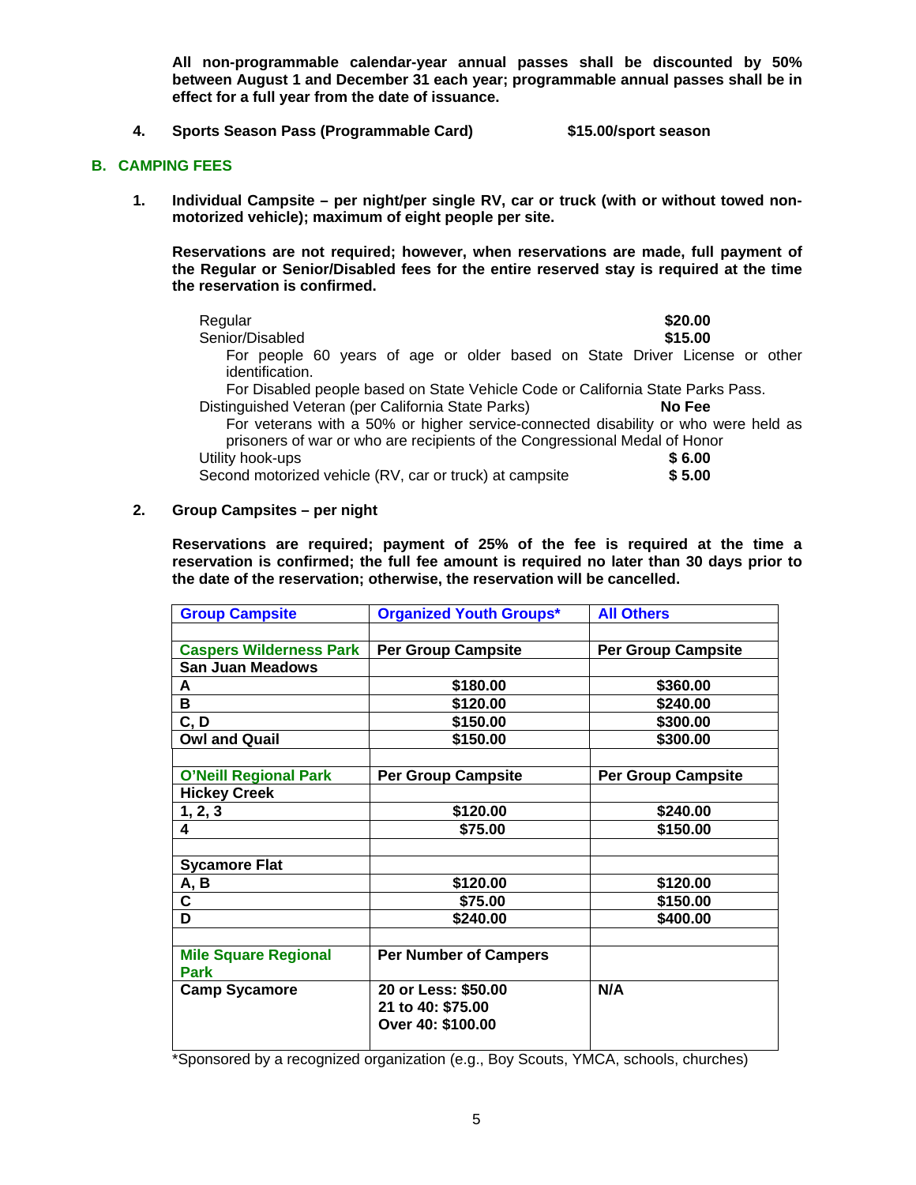**All non-programmable calendar-year annual passes shall be discounted by 50% between August 1 and December 31 each year; programmable annual passes shall be in effect for a full year from the date of issuance.**

4. **Sports Season Pass (Programmable Card)** **$15.00/sport season**

## B. CAMPING FEES

1. **Individual Campsite – per night/per single RV, car or truck (with or without towed non-motorized vehicle); maximum of eight people per site.**

   **Reservations are not required; however, when reservations are made, full payment of the Regular or Senior/Disabled fees for the entire reserved stay is required at the time the reservation is confirmed.**

   | | |
   |---|---|
   | Regular | **$20.00** |
   | Senior/Disabled | **$15.00** |
   | For people 60 years of age or older based on State Driver License or other identification. | |
   | For Disabled people based on State Vehicle Code or California State Parks Pass. | |
   | Distinguished Veteran (per California State Parks) | **No Fee** |
   | For veterans with a 50% or higher service-connected disability or who were held as prisoners of war or who are recipients of the Congressional Medal of Honor | |
   | Utility hook-ups | **$ 6.00** |
   | Second motorized vehicle (RV, car or truck) at campsite | **$ 5.00** |

2. **Group Campsites – per night**

   **Reservations are required; payment of 25% of the fee is required at the time a reservation is confirmed; the full fee amount is required no later than 30 days prior to the date of the reservation; otherwise, the reservation will be cancelled.**

| Group Campsite | Organized Youth Groups* | All Others |
|---|---|---|
| | | |
| **Caspers Wilderness Park** | **Per Group Campsite** | **Per Group Campsite** |
| **San Juan Meadows** | | |
| **A** | **$180.00** | **$360.00** |
| **B** | **$120.00** | **$240.00** |
| **C, D** | **$150.00** | **$300.00** |
| **Owl and Quail** | **$150.00** | **$300.00** |
| | | |
| **O'Neill Regional Park** | **Per Group Campsite** | **Per Group Campsite** |
| **Hickey Creek** | | |
| **1, 2, 3** | **$120.00** | **$240.00** |
| **4** | **$75.00** | **$150.00** |
| | | |
| **Sycamore Flat** | | |
| **A, B** | **$120.00** | **$120.00** |
| **C** | **$75.00** | **$150.00** |
| **D** | **$240.00** | **$400.00** |
| | | |
| **Mile Square Regional Park** | **Per Number of Campers** | |
| **Camp Sycamore** | **20 or Less: $50.00**<br>**21 to 40: $75.00**<br>**Over 40: $100.00** | **N/A** |

*Sponsored by a recognized organization (e.g., Boy Scouts, YMCA, schools, churches)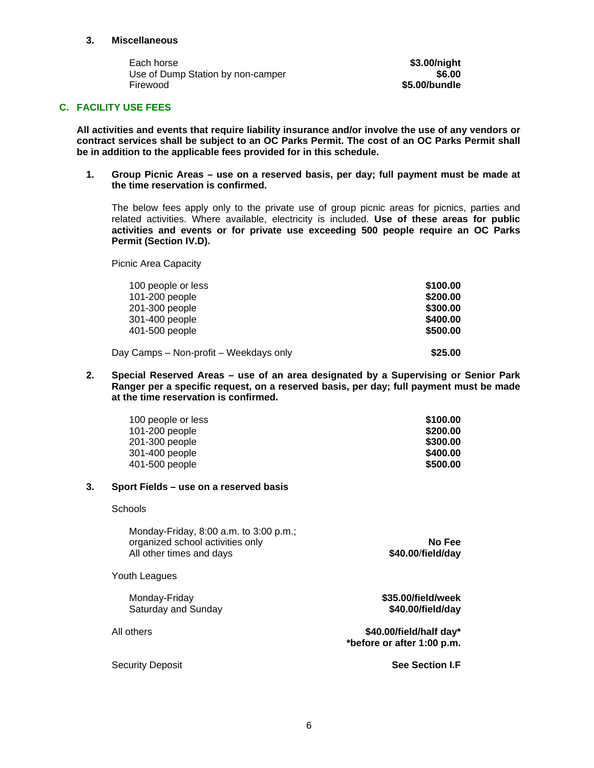### 3. Miscellaneous

| | |
|---|---|
| Each horse | **$3.00/night** |
| Use of Dump Station by non-camper | **$6.00** |
| Firewood | **$5.00/bundle** |

## C. FACILITY USE FEES

**All activities and events that require liability insurance and/or involve the use of any vendors or contract services shall be subject to an OC Parks Permit. The cost of an OC Parks Permit shall be in addition to the applicable fees provided for in this schedule.**

### 1. Group Picnic Areas – use on a reserved basis, per day; full payment must be made at the time reservation is confirmed.

The below fees apply only to the private use of group picnic areas for picnics, parties and related activities. Where available, electricity is included. **Use of these areas for public activities and events or for private use exceeding 500 people require an OC Parks Permit (Section IV.D).**

Picnic Area Capacity

| | |
|---|---|
| 100 people or less | **$100.00** |
| 101-200 people | **$200.00** |
| 201-300 people | **$300.00** |
| 301-400 people | **$400.00** |
| 401-500 people | **$500.00** |

| | |
|---|---|
| Day Camps – Non-profit – Weekdays only | **$25.00** |

### 2. Special Reserved Areas – use of an area designated by a Supervising or Senior Park Ranger per a specific request, on a reserved basis, per day; full payment must be made at the time reservation is confirmed.

| | |
|---|---|
| 100 people or less | **$100.00** |
| 101-200 people | **$200.00** |
| 201-300 people | **$300.00** |
| 301-400 people | **$400.00** |
| 401-500 people | **$500.00** |

### 3. Sport Fields – use on a reserved basis

Schools

| | |
|---|---|
| Monday-Friday, 8:00 a.m. to 3:00 p.m.; organized school activities only | **No Fee** |
| All other times and days | **$40.00/field/day** |

Youth Leagues

| | |
|---|---|
| Monday-Friday | **$35.00/field/week** |
| Saturday and Sunday | **$40.00/field/day** |

| | |
|---|---|
| All others | **$40.00/field/half day*** <br> ***before or after 1:00 p.m.** |
| Security Deposit | **See Section I.F** |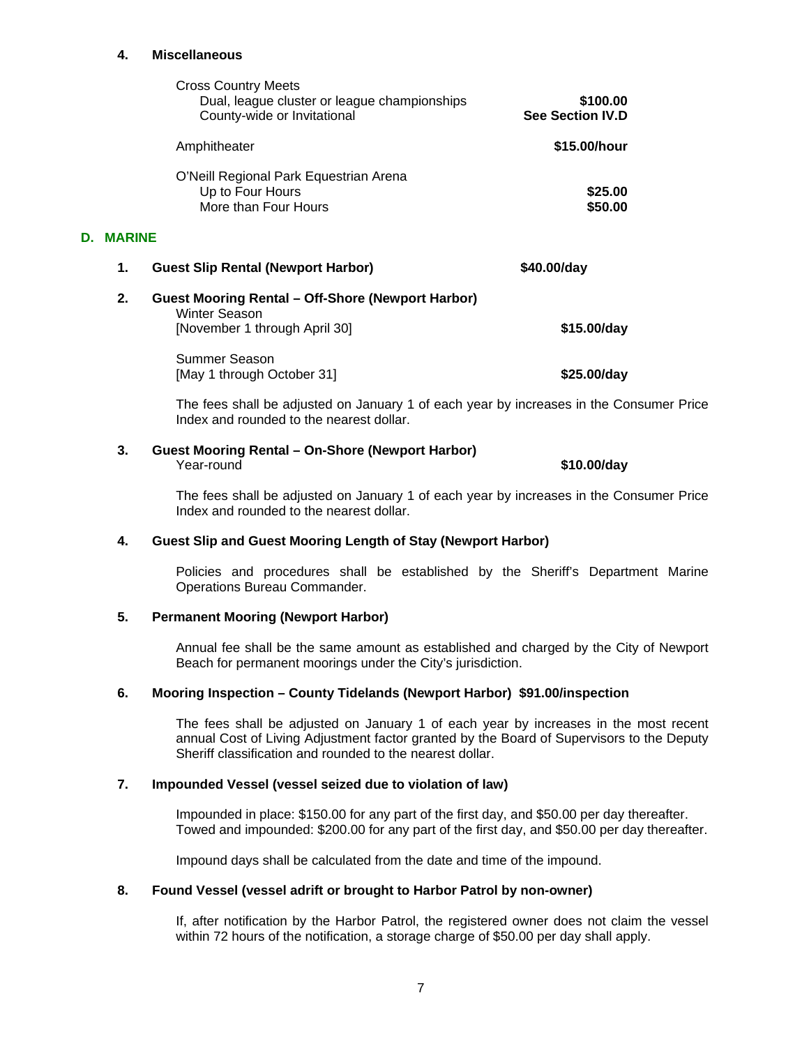#### 4. Miscellaneous

| | |
|---|---|
| Cross Country Meets | |
| Dual, league cluster or league championships | **$100.00** |
| County-wide or Invitational | **See Section IV.D** |
| Amphitheater | **$15.00/hour** |
| O'Neill Regional Park Equestrian Arena | |
| Up to Four Hours | **$25.00** |
| More than Four Hours | **$50.00** |

## D. MARINE

#### 1. Guest Slip Rental (Newport Harbor) **$40.00/day**

#### 2. Guest Mooring Rental – Off-Shore (Newport Harbor)

Winter Season
[November 1 through April 30] **$15.00/day**

Summer Season
[May 1 through October 31] **$25.00/day**

The fees shall be adjusted on January 1 of each year by increases in the Consumer Price Index and rounded to the nearest dollar.

#### 3. Guest Mooring Rental – On-Shore (Newport Harbor)

Year-round **$10.00/day**

The fees shall be adjusted on January 1 of each year by increases in the Consumer Price Index and rounded to the nearest dollar.

#### 4. Guest Slip and Guest Mooring Length of Stay (Newport Harbor)

Policies and procedures shall be established by the Sheriff's Department Marine Operations Bureau Commander.

#### 5. Permanent Mooring (Newport Harbor)

Annual fee shall be the same amount as established and charged by the City of Newport Beach for permanent moorings under the City's jurisdiction.

#### 6. Mooring Inspection – County Tidelands (Newport Harbor) $91.00/inspection

The fees shall be adjusted on January 1 of each year by increases in the most recent annual Cost of Living Adjustment factor granted by the Board of Supervisors to the Deputy Sheriff classification and rounded to the nearest dollar.

#### 7. Impounded Vessel (vessel seized due to violation of law)

Impounded in place: $150.00 for any part of the first day, and $50.00 per day thereafter.
Towed and impounded: $200.00 for any part of the first day, and $50.00 per day thereafter.

Impound days shall be calculated from the date and time of the impound.

#### 8. Found Vessel (vessel adrift or brought to Harbor Patrol by non-owner)

If, after notification by the Harbor Patrol, the registered owner does not claim the vessel within 72 hours of the notification, a storage charge of $50.00 per day shall apply.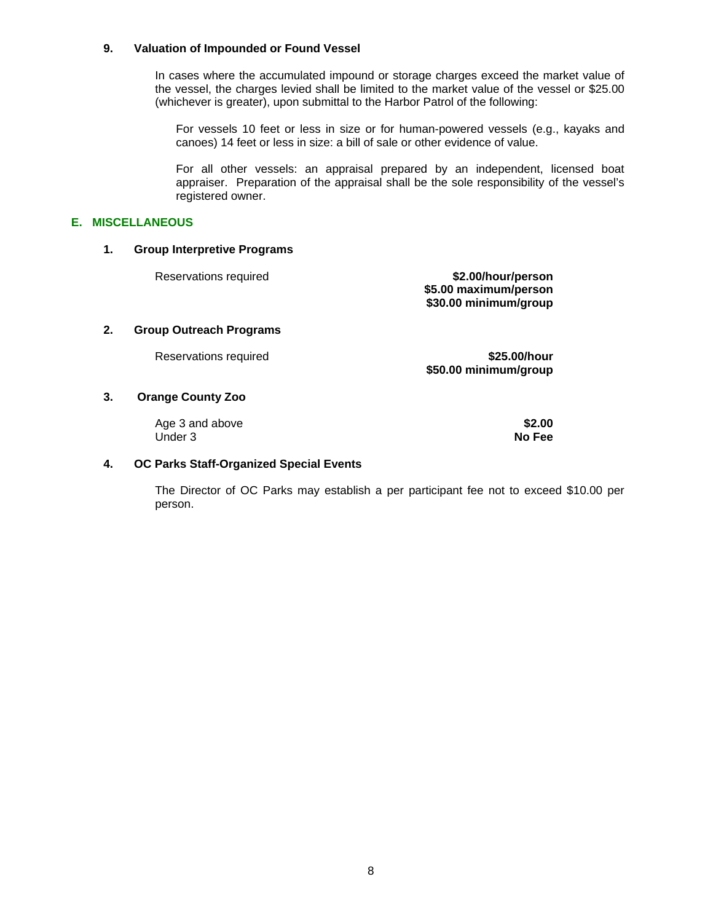**9. Valuation of Impounded or Found Vessel**

In cases where the accumulated impound or storage charges exceed the market value of the vessel, the charges levied shall be limited to the market value of the vessel or $25.00 (whichever is greater), upon submittal to the Harbor Patrol of the following:

For vessels 10 feet or less in size or for human-powered vessels (e.g., kayaks and canoes) 14 feet or less in size: a bill of sale or other evidence of value.

For all other vessels: an appraisal prepared by an independent, licensed boat appraiser. Preparation of the appraisal shall be the sole responsibility of the vessel's registered owner.

## E. MISCELLANEOUS

**1. Group Interpretive Programs**

| | |
|---|---|
| Reservations required | **$2.00/hour/person**<br>**$5.00 maximum/person**<br>**$30.00 minimum/group** |

**2. Group Outreach Programs**

| | |
|---|---|
| Reservations required | **$25.00/hour**<br>**$50.00 minimum/group** |

**3. Orange County Zoo**

| | |
|---|---|
| Age 3 and above | **$2.00** |
| Under 3 | **No Fee** |

**4. OC Parks Staff-Organized Special Events**

The Director of OC Parks may establish a per participant fee not to exceed $10.00 per person.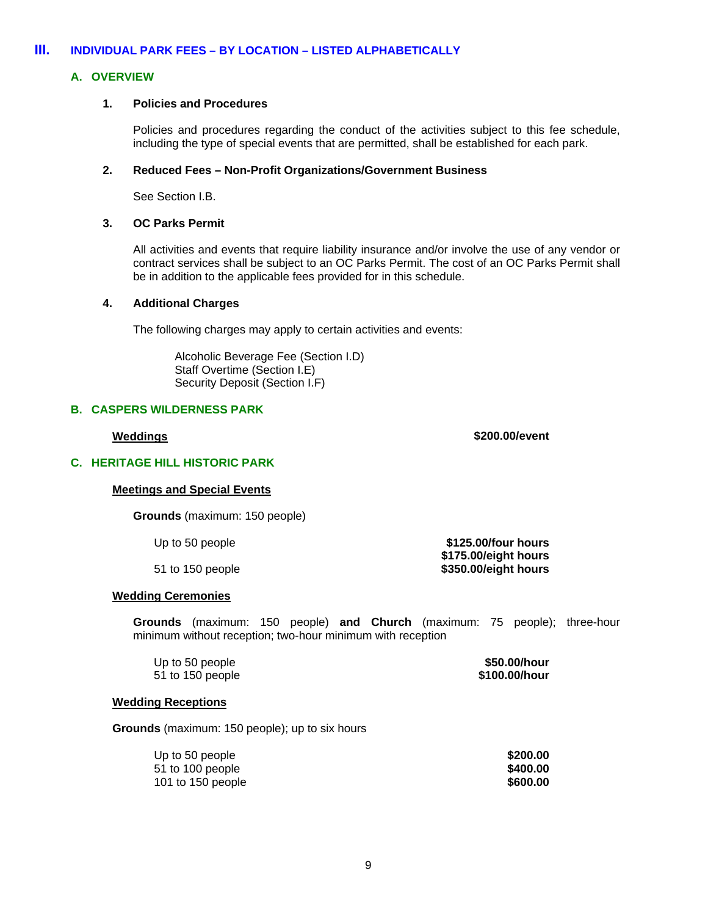# III. INDIVIDUAL PARK FEES – BY LOCATION – LISTED ALPHABETICALLY

## A. OVERVIEW

### 1. Policies and Procedures

Policies and procedures regarding the conduct of the activities subject to this fee schedule, including the type of special events that are permitted, shall be established for each park.

### 2. Reduced Fees – Non-Profit Organizations/Government Business

See Section I.B.

### 3. OC Parks Permit

All activities and events that require liability insurance and/or involve the use of any vendor or contract services shall be subject to an OC Parks Permit. The cost of an OC Parks Permit shall be in addition to the applicable fees provided for in this schedule.

### 4. Additional Charges

The following charges may apply to certain activities and events:

Alcoholic Beverage Fee (Section I.D)
Staff Overtime (Section I.E)
Security Deposit (Section I.F)

## B. CASPERS WILDERNESS PARK

| | |
|---|---|
| **Weddings** | **$200.00/event** |

## C. HERITAGE HILL HISTORIC PARK

**Meetings and Special Events**

**Grounds** (maximum: 150 people)

| | |
|---|---|
| Up to 50 people | **$125.00/four hours**<br>**$175.00/eight hours** |
| 51 to 150 people | **$350.00/eight hours** |

**Wedding Ceremonies**

**Grounds** (maximum: 150 people) **and Church** (maximum: 75 people); three-hour minimum without reception; two-hour minimum with reception

| | |
|---|---|
| Up to 50 people | **$50.00/hour** |
| 51 to 150 people | **$100.00/hour** |

**Wedding Receptions**

**Grounds** (maximum: 150 people); up to six hours

| | |
|---|---|
| Up to 50 people | **$200.00** |
| 51 to 100 people | **$400.00** |
| 101 to 150 people | **$600.00** |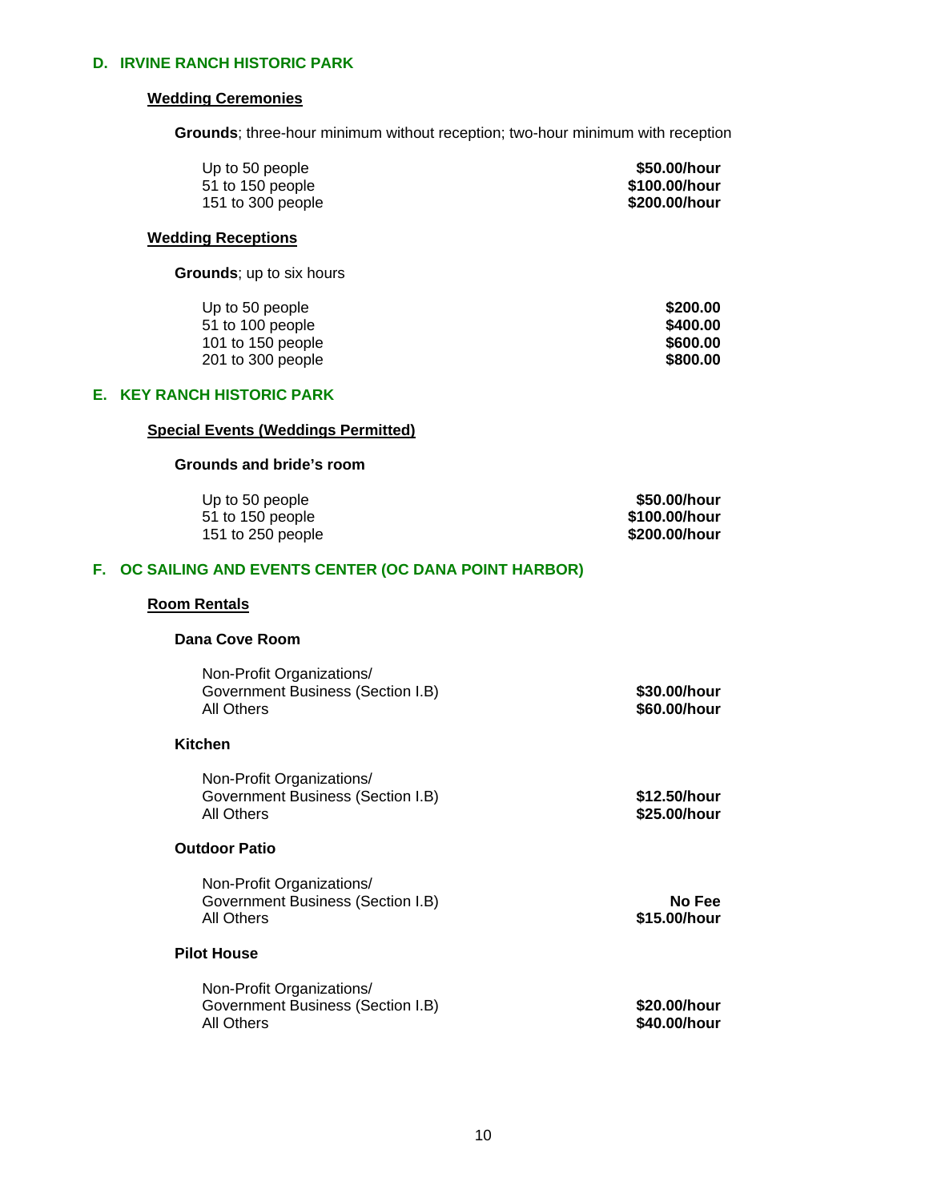## D. IRVINE RANCH HISTORIC PARK

### Wedding Ceremonies

**Grounds**; three-hour minimum without reception; two-hour minimum with reception

| | |
|---|---|
| Up to 50 people | **$50.00/hour** |
| 51 to 150 people | **$100.00/hour** |
| 151 to 300 people | **$200.00/hour** |

### Wedding Receptions

**Grounds**; up to six hours

| | |
|---|---|
| Up to 50 people | **$200.00** |
| 51 to 100 people | **$400.00** |
| 101 to 150 people | **$600.00** |
| 201 to 300 people | **$800.00** |

## E. KEY RANCH HISTORIC PARK

### Special Events (Weddings Permitted)

**Grounds and bride's room**

| | |
|---|---|
| Up to 50 people | **$50.00/hour** |
| 51 to 150 people | **$100.00/hour** |
| 151 to 250 people | **$200.00/hour** |

## F. OC SAILING AND EVENTS CENTER (OC DANA POINT HARBOR)

### Room Rentals

**Dana Cove Room**

| | |
|---|---|
| Non-Profit Organizations/ Government Business (Section I.B) | **$30.00/hour** |
| All Others | **$60.00/hour** |

**Kitchen**

| | |
|---|---|
| Non-Profit Organizations/ Government Business (Section I.B) | **$12.50/hour** |
| All Others | **$25.00/hour** |

**Outdoor Patio**

| | |
|---|---|
| Non-Profit Organizations/ Government Business (Section I.B) | **No Fee** |
| All Others | **$15.00/hour** |

**Pilot House**

| | |
|---|---|
| Non-Profit Organizations/ Government Business (Section I.B) | **$20.00/hour** |
| All Others | **$40.00/hour** |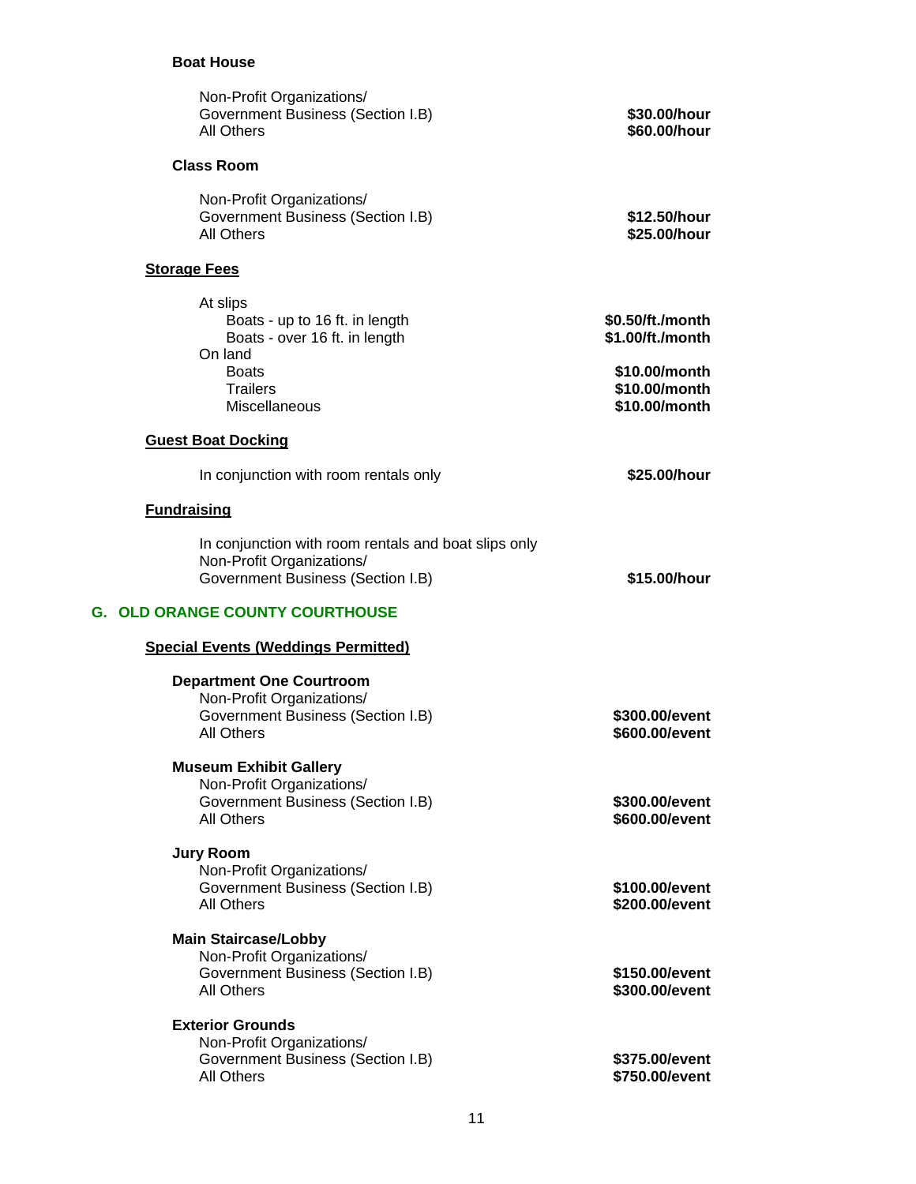**Boat House**

| | |
|---|---|
| Non-Profit Organizations/ Government Business (Section I.B) | **$30.00/hour** |
| All Others | **$60.00/hour** |

**Class Room**

| | |
|---|---|
| Non-Profit Organizations/ Government Business (Section I.B) | **$12.50/hour** |
| All Others | **$25.00/hour** |

**<u>Storage Fees</u>**

| | |
|---|---|
| At slips | |
| Boats - up to 16 ft. in length | **$0.50/ft./month** |
| Boats - over 16 ft. in length | **$1.00/ft./month** |
| On land | |
| Boats | **$10.00/month** |
| Trailers | **$10.00/month** |
| Miscellaneous | **$10.00/month** |

**<u>Guest Boat Docking</u>**

| | |
|---|---|
| In conjunction with room rentals only | **$25.00/hour** |

**<u>Fundraising</u>**

| | |
|---|---|
| In conjunction with room rentals and boat slips only Non-Profit Organizations/ Government Business (Section I.B) | **$15.00/hour** |

## G. OLD ORANGE COUNTY COURTHOUSE

**<u>Special Events (Weddings Permitted)</u>**

**Department One Courtroom**

| | |
|---|---|
| Non-Profit Organizations/ Government Business (Section I.B) | **$300.00/event** |
| All Others | **$600.00/event** |

**Museum Exhibit Gallery**

| | |
|---|---|
| Non-Profit Organizations/ Government Business (Section I.B) | **$300.00/event** |
| All Others | **$600.00/event** |

**Jury Room**

| | |
|---|---|
| Non-Profit Organizations/ Government Business (Section I.B) | **$100.00/event** |
| All Others | **$200.00/event** |

**Main Staircase/Lobby**

| | |
|---|---|
| Non-Profit Organizations/ Government Business (Section I.B) | **$150.00/event** |
| All Others | **$300.00/event** |

**Exterior Grounds**

| | |
|---|---|
| Non-Profit Organizations/ Government Business (Section I.B) | **$375.00/event** |
| All Others | **$750.00/event** |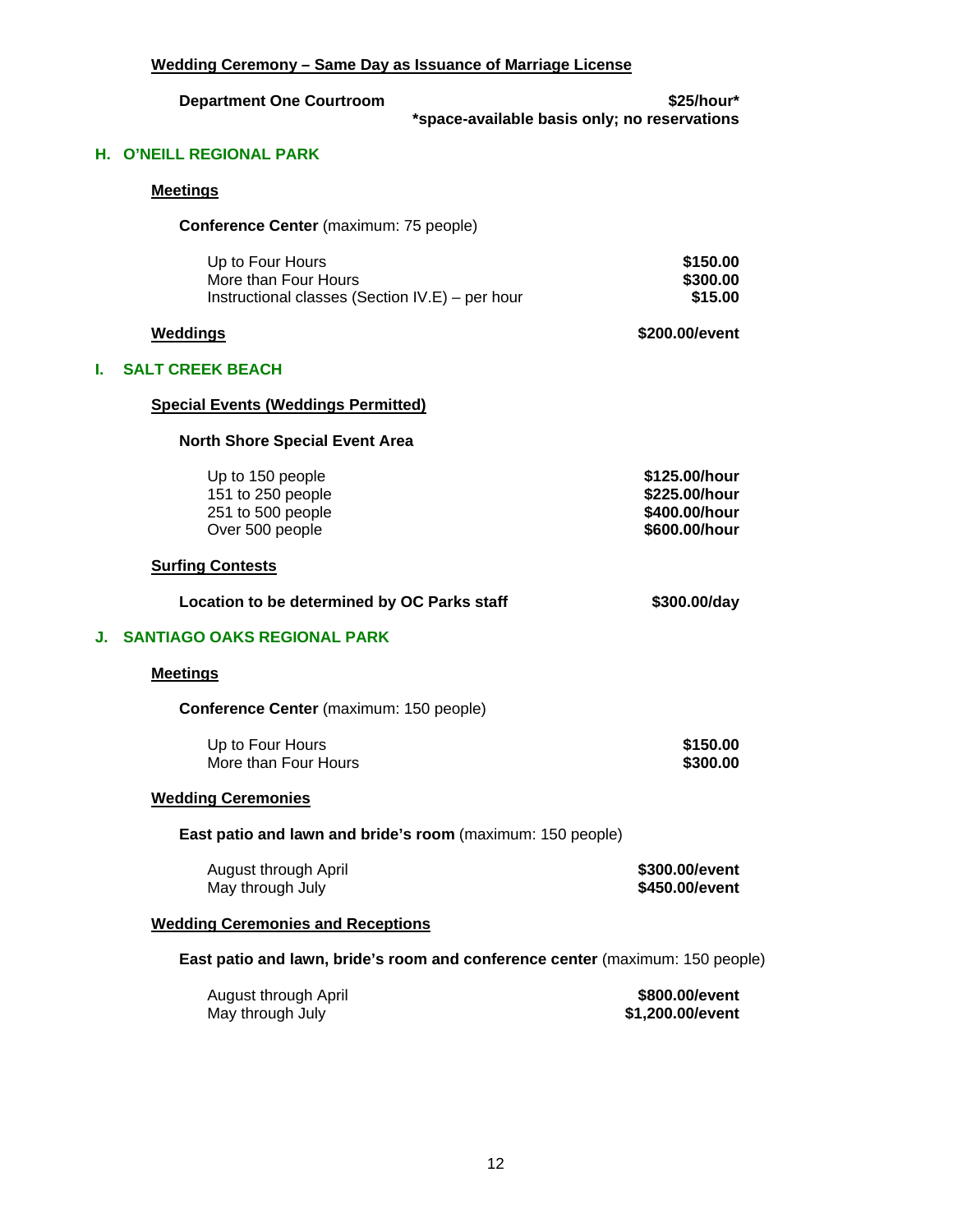**Wedding Ceremony – Same Day as Issuance of Marriage License**

**Department One Courtroom** — **$25/hour***
***space-available basis only; no reservations**

## H. O'NEILL REGIONAL PARK

**Meetings**

**Conference Center** (maximum: 75 people)

| | |
|---|---|
| Up to Four Hours | **$150.00** |
| More than Four Hours | **$300.00** |
| Instructional classes (Section IV.E) – per hour | **$15.00** |

**Weddings** — **$200.00/event**

## I. SALT CREEK BEACH

**Special Events (Weddings Permitted)**

**North Shore Special Event Area**

| | |
|---|---|
| Up to 150 people | **$125.00/hour** |
| 151 to 250 people | **$225.00/hour** |
| 251 to 500 people | **$400.00/hour** |
| Over 500 people | **$600.00/hour** |

**Surfing Contests**

**Location to be determined by OC Parks staff** — **$300.00/day**

## J. SANTIAGO OAKS REGIONAL PARK

**Meetings**

**Conference Center** (maximum: 150 people)

| | |
|---|---|
| Up to Four Hours | **$150.00** |
| More than Four Hours | **$300.00** |

**Wedding Ceremonies**

**East patio and lawn and bride's room** (maximum: 150 people)

| | |
|---|---|
| August through April | **$300.00/event** |
| May through July | **$450.00/event** |

**Wedding Ceremonies and Receptions**

**East patio and lawn, bride's room and conference center** (maximum: 150 people)

| | |
|---|---|
| August through April | **$800.00/event** |
| May through July | **$1,200.00/event** |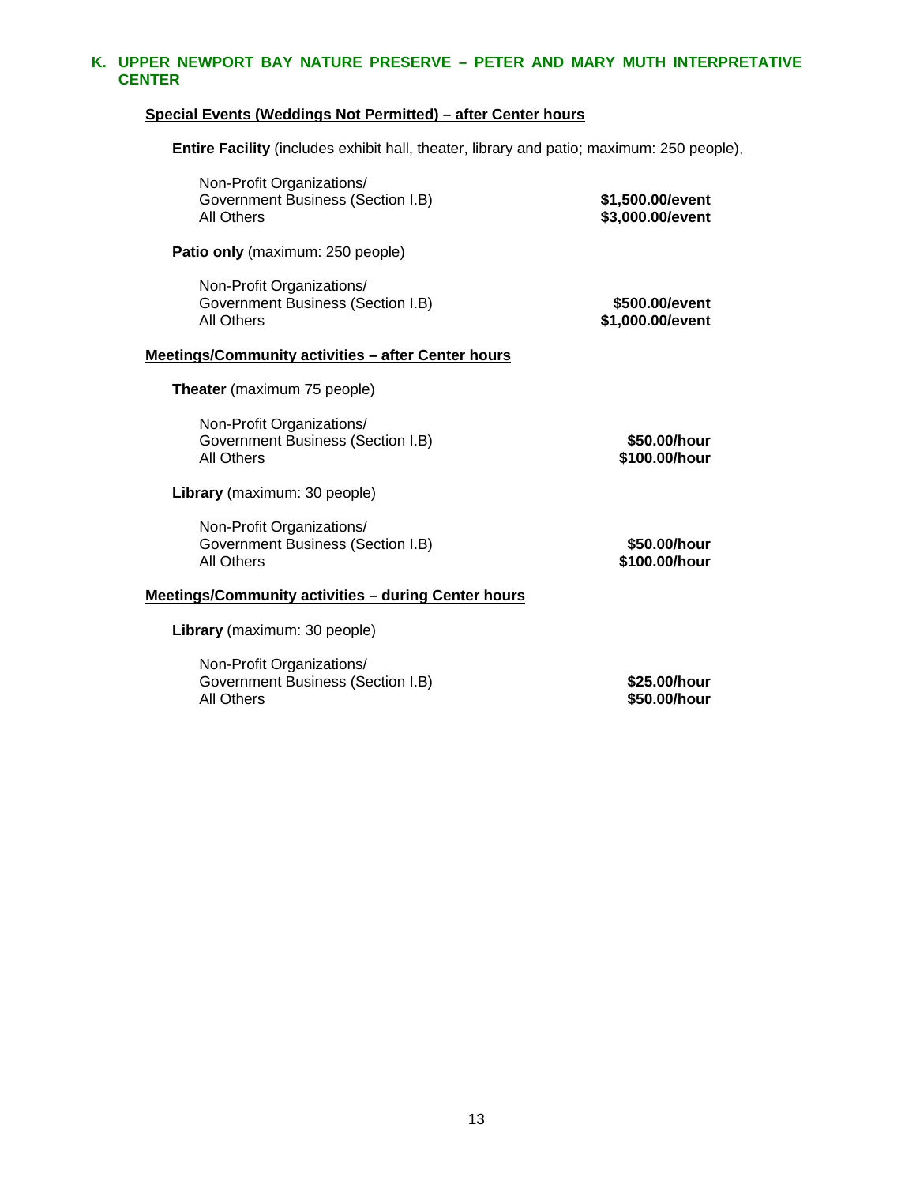## K. UPPER NEWPORT BAY NATURE PRESERVE – PETER AND MARY MUTH INTERPRETATIVE CENTER

### Special Events (Weddings Not Permitted) – after Center hours

**Entire Facility** (includes exhibit hall, theater, library and patio; maximum: 250 people),

| | |
|---|---|
| Non-Profit Organizations/ Government Business (Section I.B) | **$1,500.00/event** |
| All Others | **$3,000.00/event** |

**Patio only** (maximum: 250 people)

| | |
|---|---|
| Non-Profit Organizations/ Government Business (Section I.B) | **$500.00/event** |
| All Others | **$1,000.00/event** |

### Meetings/Community activities – after Center hours

**Theater** (maximum 75 people)

| | |
|---|---|
| Non-Profit Organizations/ Government Business (Section I.B) | **$50.00/hour** |
| All Others | **$100.00/hour** |

**Library** (maximum: 30 people)

| | |
|---|---|
| Non-Profit Organizations/ Government Business (Section I.B) | **$50.00/hour** |
| All Others | **$100.00/hour** |

### Meetings/Community activities – during Center hours

**Library** (maximum: 30 people)

| | |
|---|---|
| Non-Profit Organizations/ Government Business (Section I.B) | **$25.00/hour** |
| All Others | **$50.00/hour** |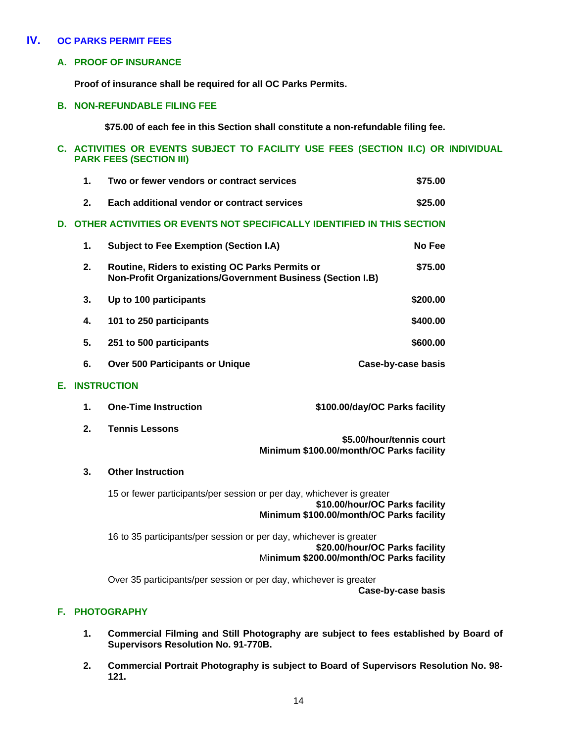# IV. OC PARKS PERMIT FEES

## A. PROOF OF INSURANCE

**Proof of insurance shall be required for all OC Parks Permits.**

## B. NON-REFUNDABLE FILING FEE

**$75.00 of each fee in this Section shall constitute a non-refundable filing fee.**

## C. ACTIVITIES OR EVENTS SUBJECT TO FACILITY USE FEES (SECTION II.C) OR INDIVIDUAL PARK FEES (SECTION III)

| | | |
|---|---|---|
| **1.** | **Two or fewer vendors or contract services** | **$75.00** |
| **2.** | **Each additional vendor or contract services** | **$25.00** |

## D. OTHER ACTIVITIES OR EVENTS NOT SPECIFICALLY IDENTIFIED IN THIS SECTION

| | | |
|---|---|---|
| **1.** | **Subject to Fee Exemption (Section I.A)** | **No Fee** |
| **2.** | **Routine, Riders to existing OC Parks Permits or Non-Profit Organizations/Government Business (Section I.B)** | **$75.00** |
| **3.** | **Up to 100 participants** | **$200.00** |
| **4.** | **101 to 250 participants** | **$400.00** |
| **5.** | **251 to 500 participants** | **$600.00** |
| **6.** | **Over 500 Participants or Unique** | **Case-by-case basis** |

## E. INSTRUCTION

**1. One-Time Instruction** — **$100.00/day/OC Parks facility**

**2. Tennis Lessons**

**$5.00/hour/tennis court**
**Minimum $100.00/month/OC Parks facility**

**3. Other Instruction**

15 or fewer participants/per session or per day, whichever is greater
**$10.00/hour/OC Parks facility**
**Minimum $100.00/month/OC Parks facility**

16 to 35 participants/per session or per day, whichever is greater
**$20.00/hour/OC Parks facility**
**Minimum $200.00/month/OC Parks facility**

Over 35 participants/per session or per day, whichever is greater
**Case-by-case basis**

## F. PHOTOGRAPHY

1. **Commercial Filming and Still Photography are subject to fees established by Board of Supervisors Resolution No. 91-770B.**

2. **Commercial Portrait Photography is subject to Board of Supervisors Resolution No. 98-121.**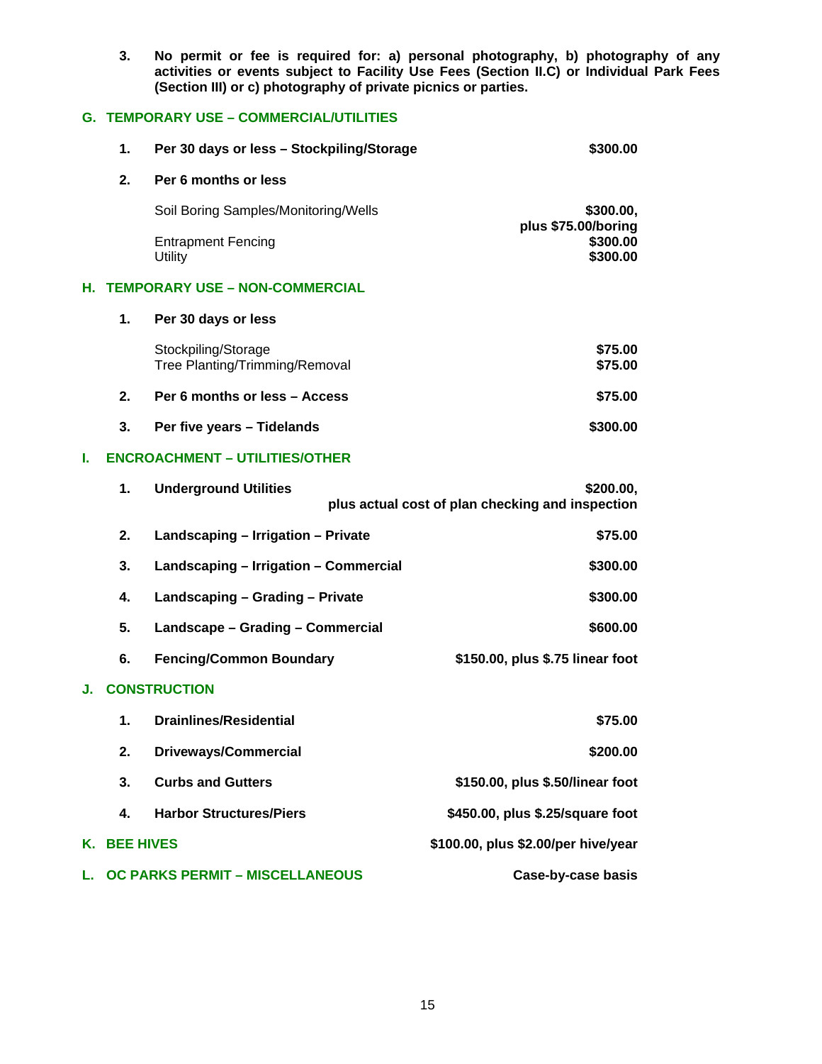3. **No permit or fee is required for: a) personal photography, b) photography of any activities or events subject to Facility Use Fees (Section II.C) or Individual Park Fees (Section III) or c) photography of private picnics or parties.**

## G. TEMPORARY USE – COMMERCIAL/UTILITIES

| | | |
|---|---|---|
| **1.** | **Per 30 days or less – Stockpiling/Storage** | **$300.00** |
| **2.** | **Per 6 months or less** | |
| | Soil Boring Samples/Monitoring/Wells | **$300.00, plus $75.00/boring** |
| | Entrapment Fencing | **$300.00** |
| | Utility | **$300.00** |

## H. TEMPORARY USE – NON-COMMERCIAL

| | | |
|---|---|---|
| **1.** | **Per 30 days or less** | |
| | Stockpiling/Storage | **$75.00** |
| | Tree Planting/Trimming/Removal | **$75.00** |
| **2.** | **Per 6 months or less – Access** | **$75.00** |
| **3.** | **Per five years – Tidelands** | **$300.00** |

## I. ENCROACHMENT – UTILITIES/OTHER

| | | |
|---|---|---|
| **1.** | **Underground Utilities** | **$200.00, plus actual cost of plan checking and inspection** |
| **2.** | **Landscaping – Irrigation – Private** | **$75.00** |
| **3.** | **Landscaping – Irrigation – Commercial** | **$300.00** |
| **4.** | **Landscaping – Grading – Private** | **$300.00** |
| **5.** | **Landscape – Grading – Commercial** | **$600.00** |
| **6.** | **Fencing/Common Boundary** | **$150.00, plus $.75 linear foot** |

## J. CONSTRUCTION

| | | |
|---|---|---|
| **1.** | **Drainlines/Residential** | **$75.00** |
| **2.** | **Driveways/Commercial** | **$200.00** |
| **3.** | **Curbs and Gutters** | **$150.00, plus $.50/linear foot** |
| **4.** | **Harbor Structures/Piers** | **$450.00, plus $.25/square foot** |

## K. BEE HIVES — **$100.00, plus $2.00/per hive/year**

## L. OC PARKS PERMIT – MISCELLANEOUS — **Case-by-case basis**